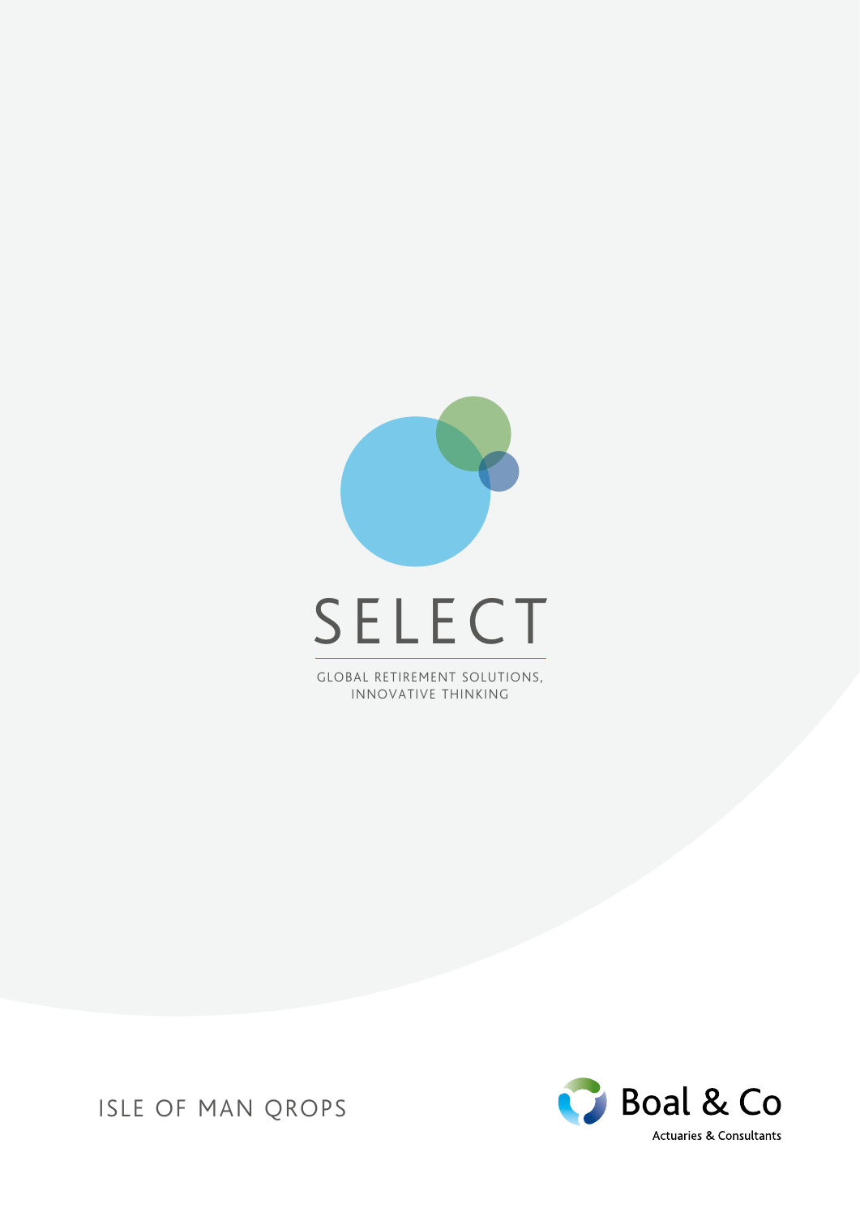# SELECT

GLOBAL RETIREMENT SOLUTIONS,
INNOVATIVE THINKING

ISLE OF MAN QROPS

Boal & Co
Actuaries & Consultants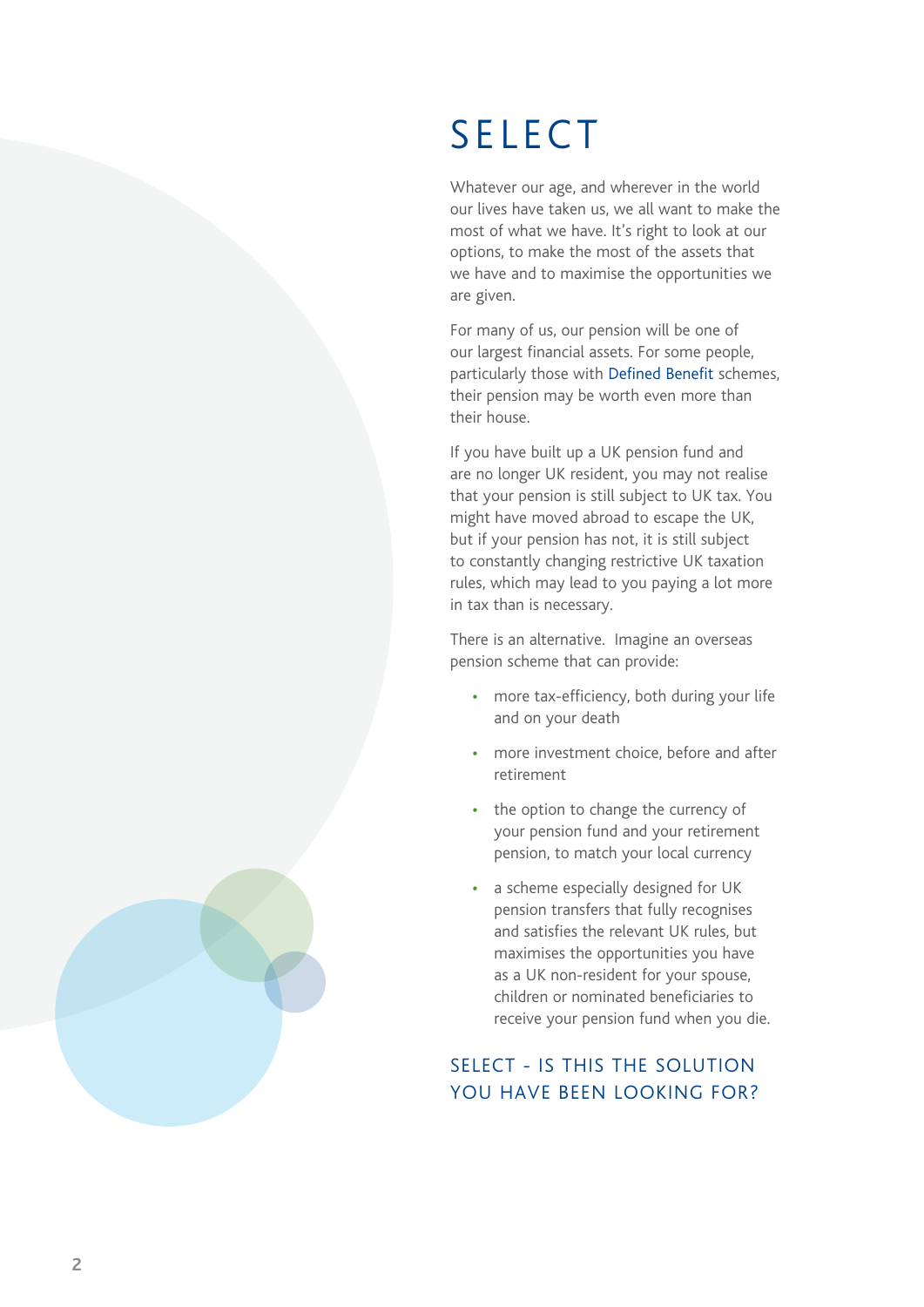# SELECT

Whatever our age, and wherever in the world our lives have taken us, we all want to make the most of what we have. It's right to look at our options, to make the most of the assets that we have and to maximise the opportunities we are given.

For many of us, our pension will be one of our largest financial assets. For some people, particularly those with Defined Benefit schemes, their pension may be worth even more than their house.

If you have built up a UK pension fund and are no longer UK resident, you may not realise that your pension is still subject to UK tax. You might have moved abroad to escape the UK, but if your pension has not, it is still subject to constantly changing restrictive UK taxation rules, which may lead to you paying a lot more in tax than is necessary.

There is an alternative. Imagine an overseas pension scheme that can provide:

- more tax-efficiency, both during your life and on your death
- more investment choice, before and after retirement
- the option to change the currency of your pension fund and your retirement pension, to match your local currency
- a scheme especially designed for UK pension transfers that fully recognises and satisfies the relevant UK rules, but maximises the opportunities you have as a UK non-resident for your spouse, children or nominated beneficiaries to receive your pension fund when you die.

## SELECT - IS THIS THE SOLUTION YOU HAVE BEEN LOOKING FOR?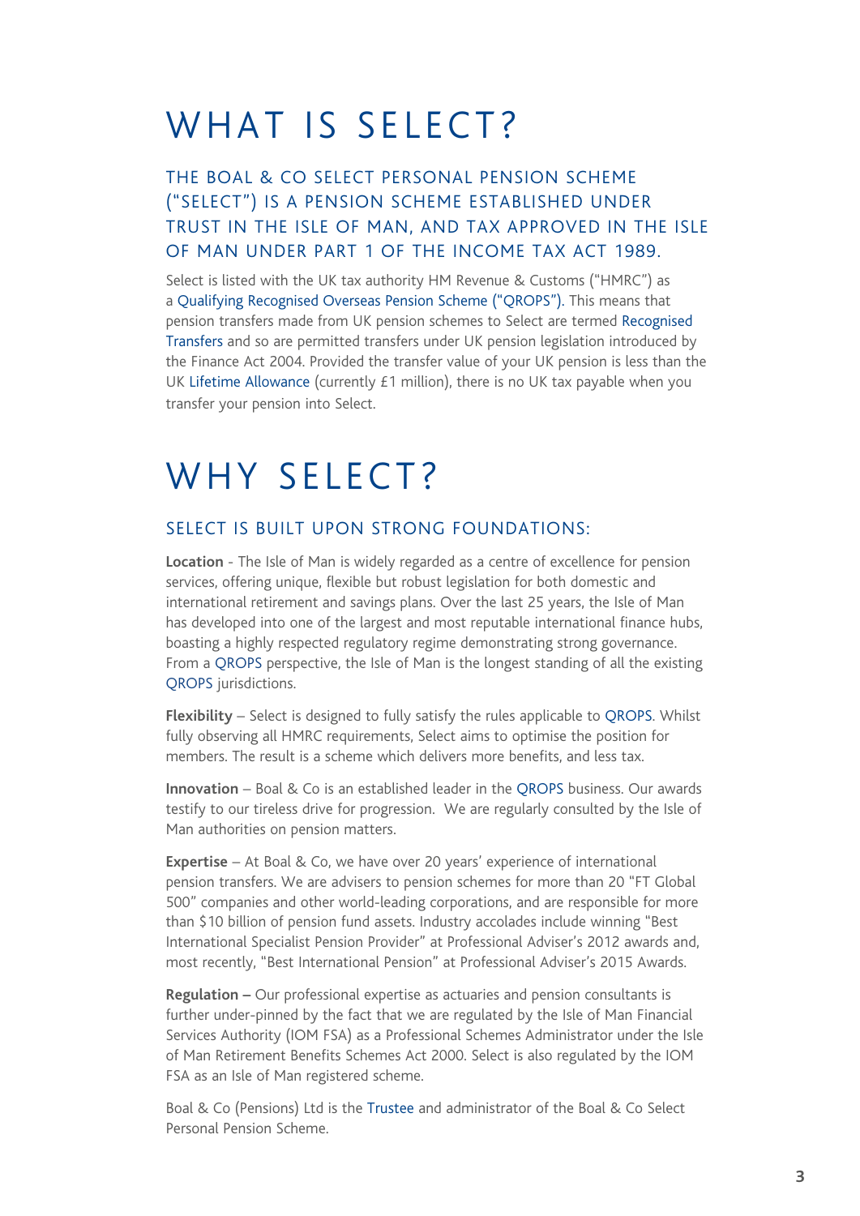# WHAT IS SELECT?

## THE BOAL & CO SELECT PERSONAL PENSION SCHEME ("SELECT") IS A PENSION SCHEME ESTABLISHED UNDER TRUST IN THE ISLE OF MAN, AND TAX APPROVED IN THE ISLE OF MAN UNDER PART 1 OF THE INCOME TAX ACT 1989.

Select is listed with the UK tax authority HM Revenue & Customs ("HMRC") as a Qualifying Recognised Overseas Pension Scheme ("QROPS"). This means that pension transfers made from UK pension schemes to Select are termed Recognised Transfers and so are permitted transfers under UK pension legislation introduced by the Finance Act 2004. Provided the transfer value of your UK pension is less than the UK Lifetime Allowance (currently £1 million), there is no UK tax payable when you transfer your pension into Select.

# WHY SELECT?

## SELECT IS BUILT UPON STRONG FOUNDATIONS:

**Location** - The Isle of Man is widely regarded as a centre of excellence for pension services, offering unique, flexible but robust legislation for both domestic and international retirement and savings plans. Over the last 25 years, the Isle of Man has developed into one of the largest and most reputable international finance hubs, boasting a highly respected regulatory regime demonstrating strong governance. From a QROPS perspective, the Isle of Man is the longest standing of all the existing QROPS jurisdictions.

**Flexibility** – Select is designed to fully satisfy the rules applicable to QROPS. Whilst fully observing all HMRC requirements, Select aims to optimise the position for members. The result is a scheme which delivers more benefits, and less tax.

**Innovation** – Boal & Co is an established leader in the QROPS business. Our awards testify to our tireless drive for progression. We are regularly consulted by the Isle of Man authorities on pension matters.

**Expertise** – At Boal & Co, we have over 20 years' experience of international pension transfers. We are advisers to pension schemes for more than 20 "FT Global 500" companies and other world-leading corporations, and are responsible for more than $10 billion of pension fund assets. Industry accolades include winning "Best International Specialist Pension Provider" at Professional Adviser's 2012 awards and, most recently, "Best International Pension" at Professional Adviser's 2015 Awards.

**Regulation –** Our professional expertise as actuaries and pension consultants is further under-pinned by the fact that we are regulated by the Isle of Man Financial Services Authority (IOM FSA) as a Professional Schemes Administrator under the Isle of Man Retirement Benefits Schemes Act 2000. Select is also regulated by the IOM FSA as an Isle of Man registered scheme.

Boal & Co (Pensions) Ltd is the Trustee and administrator of the Boal & Co Select Personal Pension Scheme.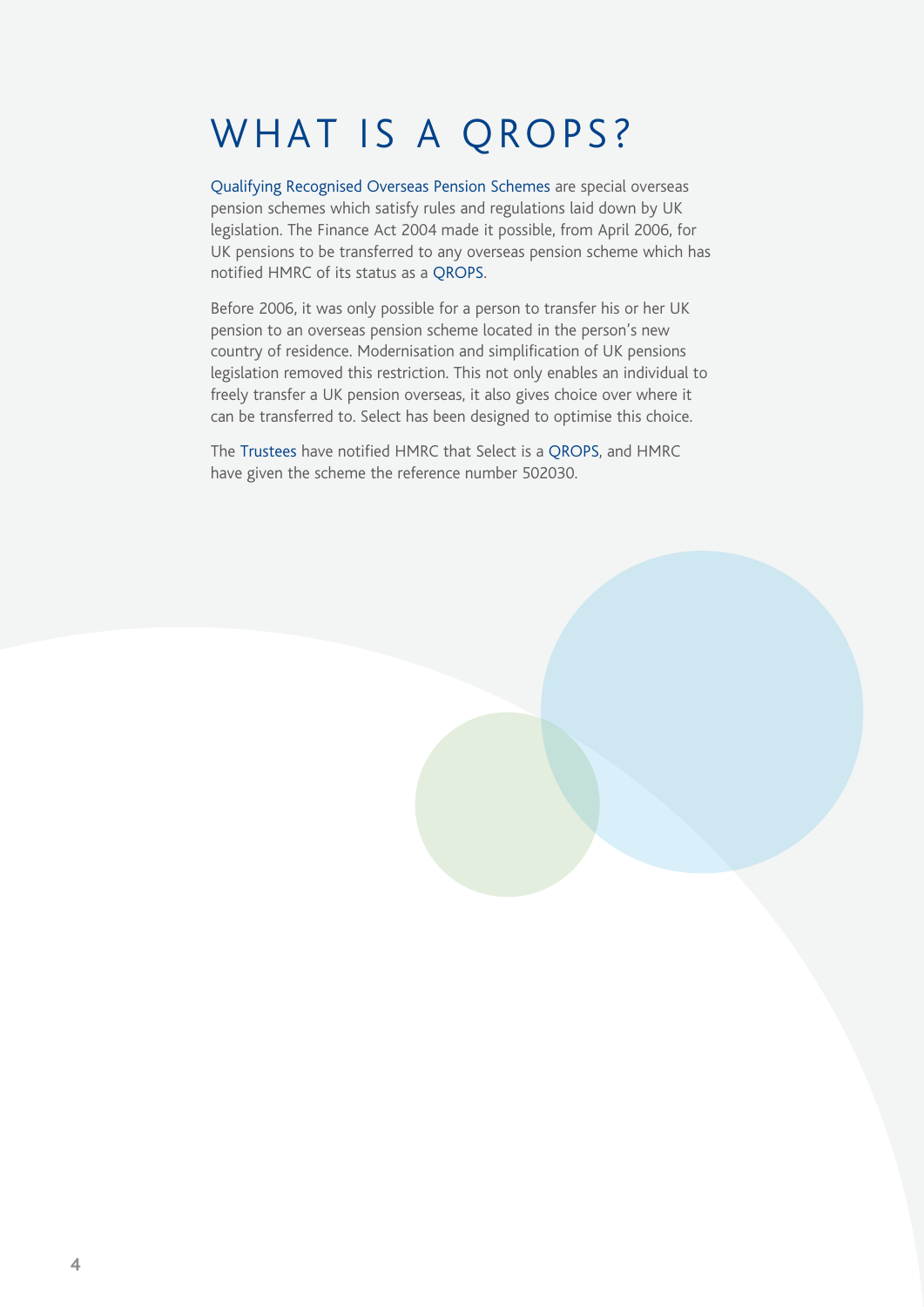# WHAT IS A QROPS?

Qualifying Recognised Overseas Pension Schemes are special overseas pension schemes which satisfy rules and regulations laid down by UK legislation. The Finance Act 2004 made it possible, from April 2006, for UK pensions to be transferred to any overseas pension scheme which has notified HMRC of its status as a QROPS.

Before 2006, it was only possible for a person to transfer his or her UK pension to an overseas pension scheme located in the person's new country of residence. Modernisation and simplification of UK pensions legislation removed this restriction. This not only enables an individual to freely transfer a UK pension overseas, it also gives choice over where it can be transferred to. Select has been designed to optimise this choice.

The Trustees have notified HMRC that Select is a QROPS, and HMRC have given the scheme the reference number 502030.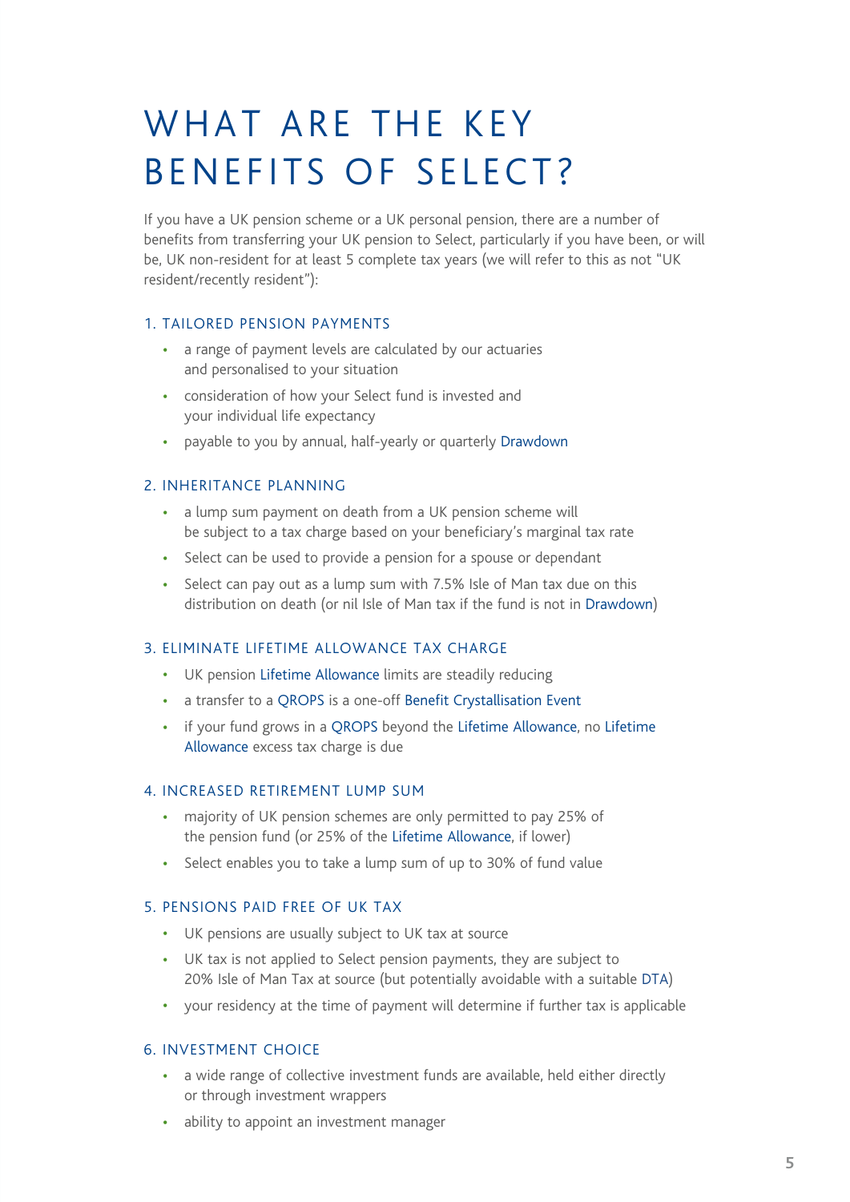# WHAT ARE THE KEY BENEFITS OF SELECT?

If you have a UK pension scheme or a UK personal pension, there are a number of benefits from transferring your UK pension to Select, particularly if you have been, or will be, UK non-resident for at least 5 complete tax years (we will refer to this as not "UK resident/recently resident"):

### 1. TAILORED PENSION PAYMENTS

- a range of payment levels are calculated by our actuaries and personalised to your situation
- consideration of how your Select fund is invested and your individual life expectancy
- payable to you by annual, half-yearly or quarterly Drawdown

### 2. INHERITANCE PLANNING

- a lump sum payment on death from a UK pension scheme will be subject to a tax charge based on your beneficiary's marginal tax rate
- Select can be used to provide a pension for a spouse or dependant
- Select can pay out as a lump sum with 7.5% Isle of Man tax due on this distribution on death (or nil Isle of Man tax if the fund is not in Drawdown)

### 3. ELIMINATE LIFETIME ALLOWANCE TAX CHARGE

- UK pension Lifetime Allowance limits are steadily reducing
- a transfer to a QROPS is a one-off Benefit Crystallisation Event
- if your fund grows in a QROPS beyond the Lifetime Allowance, no Lifetime Allowance excess tax charge is due

### 4. INCREASED RETIREMENT LUMP SUM

- majority of UK pension schemes are only permitted to pay 25% of the pension fund (or 25% of the Lifetime Allowance, if lower)
- Select enables you to take a lump sum of up to 30% of fund value

### 5. PENSIONS PAID FREE OF UK TAX

- UK pensions are usually subject to UK tax at source
- UK tax is not applied to Select pension payments, they are subject to 20% Isle of Man Tax at source (but potentially avoidable with a suitable DTA)
- your residency at the time of payment will determine if further tax is applicable

### 6. INVESTMENT CHOICE

- a wide range of collective investment funds are available, held either directly or through investment wrappers
- ability to appoint an investment manager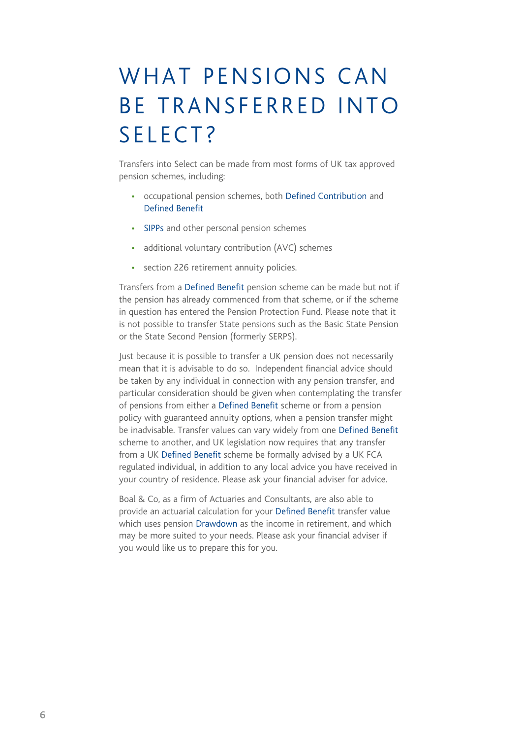# WHAT PENSIONS CAN BE TRANSFERRED INTO SELECT?

Transfers into Select can be made from most forms of UK tax approved pension schemes, including:

- occupational pension schemes, both Defined Contribution and Defined Benefit
- SIPPs and other personal pension schemes
- additional voluntary contribution (AVC) schemes
- section 226 retirement annuity policies.

Transfers from a Defined Benefit pension scheme can be made but not if the pension has already commenced from that scheme, or if the scheme in question has entered the Pension Protection Fund. Please note that it is not possible to transfer State pensions such as the Basic State Pension or the State Second Pension (formerly SERPS).

Just because it is possible to transfer a UK pension does not necessarily mean that it is advisable to do so. Independent financial advice should be taken by any individual in connection with any pension transfer, and particular consideration should be given when contemplating the transfer of pensions from either a Defined Benefit scheme or from a pension policy with guaranteed annuity options, when a pension transfer might be inadvisable. Transfer values can vary widely from one Defined Benefit scheme to another, and UK legislation now requires that any transfer from a UK Defined Benefit scheme be formally advised by a UK FCA regulated individual, in addition to any local advice you have received in your country of residence. Please ask your financial adviser for advice.

Boal & Co, as a firm of Actuaries and Consultants, are also able to provide an actuarial calculation for your Defined Benefit transfer value which uses pension Drawdown as the income in retirement, and which may be more suited to your needs. Please ask your financial adviser if you would like us to prepare this for you.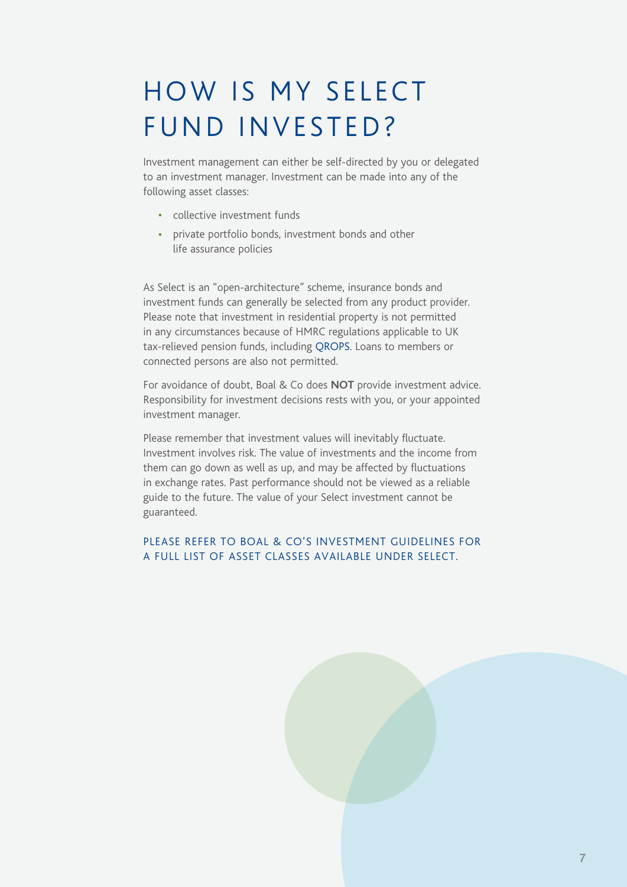# HOW IS MY SELECT FUND INVESTED?

Investment management can either be self-directed by you or delegated to an investment manager. Investment can be made into any of the following asset classes:

- collective investment funds
- private portfolio bonds, investment bonds and other life assurance policies

As Select is an "open-architecture" scheme, insurance bonds and investment funds can generally be selected from any product provider. Please note that investment in residential property is not permitted in any circumstances because of HMRC regulations applicable to UK tax-relieved pension funds, including QROPS. Loans to members or connected persons are also not permitted.

For avoidance of doubt, Boal & Co does **NOT** provide investment advice. Responsibility for investment decisions rests with you, or your appointed investment manager.

Please remember that investment values will inevitably fluctuate. Investment involves risk. The value of investments and the income from them can go down as well as up, and may be affected by fluctuations in exchange rates. Past performance should not be viewed as a reliable guide to the future. The value of your Select investment cannot be guaranteed.

PLEASE REFER TO BOAL & CO'S INVESTMENT GUIDELINES FOR A FULL LIST OF ASSET CLASSES AVAILABLE UNDER SELECT.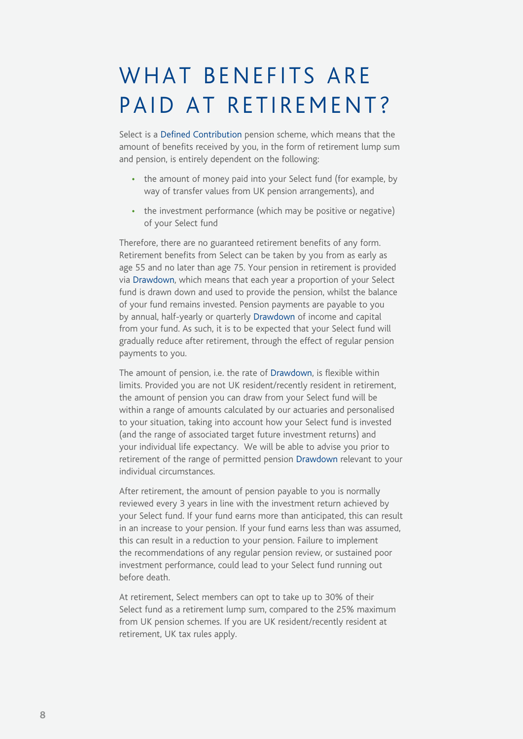# WHAT BENEFITS ARE PAID AT RETIREMENT?

Select is a Defined Contribution pension scheme, which means that the amount of benefits received by you, in the form of retirement lump sum and pension, is entirely dependent on the following:

- the amount of money paid into your Select fund (for example, by way of transfer values from UK pension arrangements), and
- the investment performance (which may be positive or negative) of your Select fund

Therefore, there are no guaranteed retirement benefits of any form. Retirement benefits from Select can be taken by you from as early as age 55 and no later than age 75. Your pension in retirement is provided via Drawdown, which means that each year a proportion of your Select fund is drawn down and used to provide the pension, whilst the balance of your fund remains invested. Pension payments are payable to you by annual, half-yearly or quarterly Drawdown of income and capital from your fund. As such, it is to be expected that your Select fund will gradually reduce after retirement, through the effect of regular pension payments to you.

The amount of pension, i.e. the rate of Drawdown, is flexible within limits. Provided you are not UK resident/recently resident in retirement, the amount of pension you can draw from your Select fund will be within a range of amounts calculated by our actuaries and personalised to your situation, taking into account how your Select fund is invested (and the range of associated target future investment returns) and your individual life expectancy. We will be able to advise you prior to retirement of the range of permitted pension Drawdown relevant to your individual circumstances.

After retirement, the amount of pension payable to you is normally reviewed every 3 years in line with the investment return achieved by your Select fund. If your fund earns more than anticipated, this can result in an increase to your pension. If your fund earns less than was assumed, this can result in a reduction to your pension. Failure to implement the recommendations of any regular pension review, or sustained poor investment performance, could lead to your Select fund running out before death.

At retirement, Select members can opt to take up to 30% of their Select fund as a retirement lump sum, compared to the 25% maximum from UK pension schemes. If you are UK resident/recently resident at retirement, UK tax rules apply.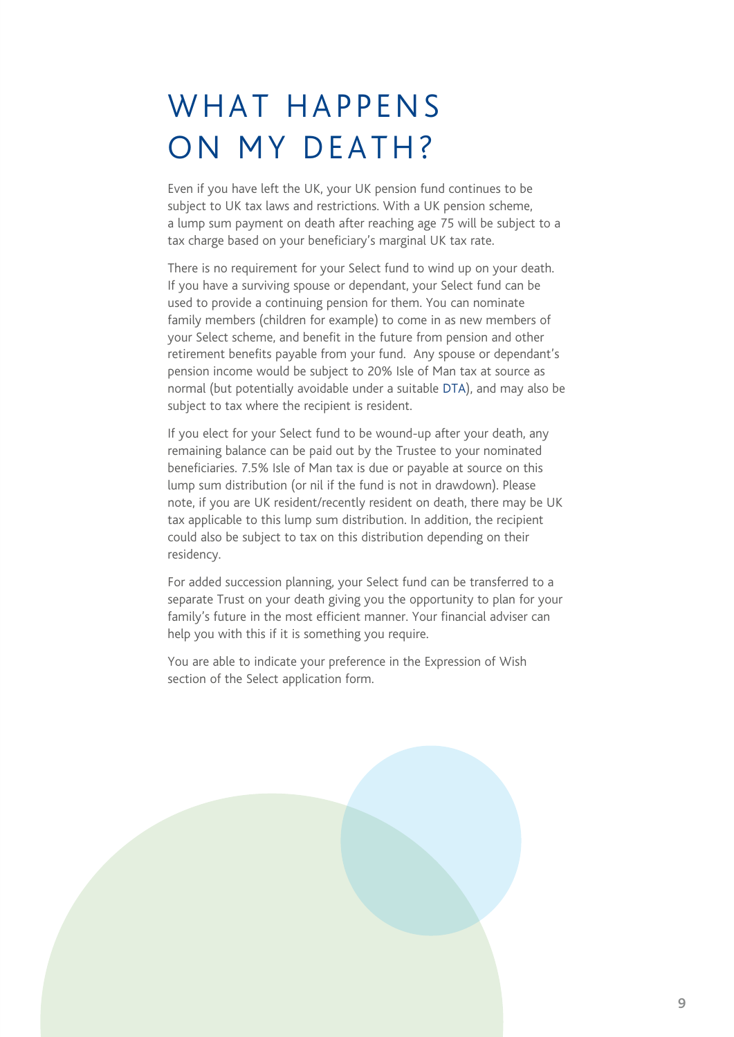# WHAT HAPPENS ON MY DEATH?

Even if you have left the UK, your UK pension fund continues to be subject to UK tax laws and restrictions. With a UK pension scheme, a lump sum payment on death after reaching age 75 will be subject to a tax charge based on your beneficiary's marginal UK tax rate.

There is no requirement for your Select fund to wind up on your death. If you have a surviving spouse or dependant, your Select fund can be used to provide a continuing pension for them. You can nominate family members (children for example) to come in as new members of your Select scheme, and benefit in the future from pension and other retirement benefits payable from your fund. Any spouse or dependant's pension income would be subject to 20% Isle of Man tax at source as normal (but potentially avoidable under a suitable DTA), and may also be subject to tax where the recipient is resident.

If you elect for your Select fund to be wound-up after your death, any remaining balance can be paid out by the Trustee to your nominated beneficiaries. 7.5% Isle of Man tax is due or payable at source on this lump sum distribution (or nil if the fund is not in drawdown). Please note, if you are UK resident/recently resident on death, there may be UK tax applicable to this lump sum distribution. In addition, the recipient could also be subject to tax on this distribution depending on their residency.

For added succession planning, your Select fund can be transferred to a separate Trust on your death giving you the opportunity to plan for your family's future in the most efficient manner. Your financial adviser can help you with this if it is something you require.

You are able to indicate your preference in the Expression of Wish section of the Select application form.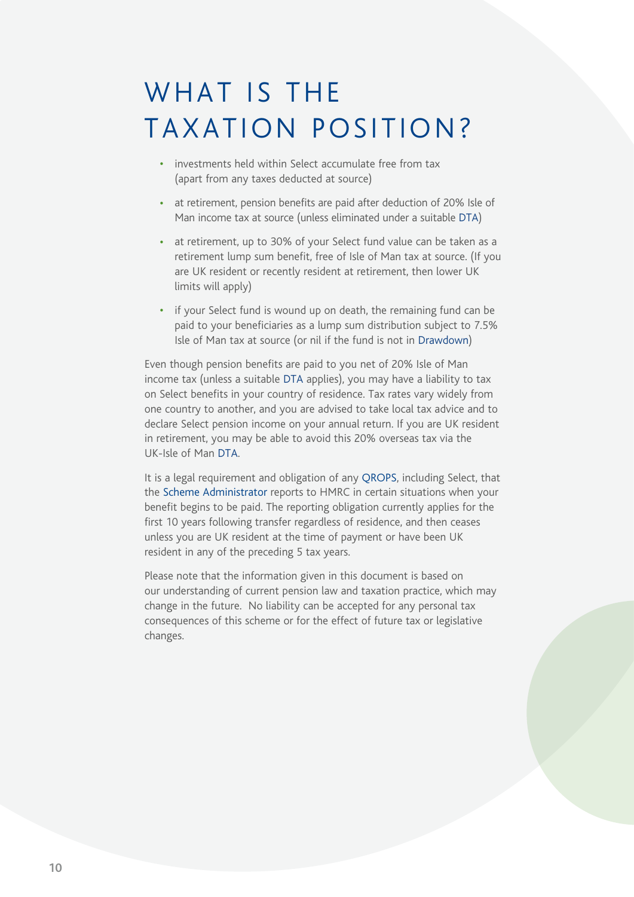# WHAT IS THE TAXATION POSITION?

- investments held within Select accumulate free from tax (apart from any taxes deducted at source)
- at retirement, pension benefits are paid after deduction of 20% Isle of Man income tax at source (unless eliminated under a suitable DTA)
- at retirement, up to 30% of your Select fund value can be taken as a retirement lump sum benefit, free of Isle of Man tax at source. (If you are UK resident or recently resident at retirement, then lower UK limits will apply)
- if your Select fund is wound up on death, the remaining fund can be paid to your beneficiaries as a lump sum distribution subject to 7.5% Isle of Man tax at source (or nil if the fund is not in Drawdown)

Even though pension benefits are paid to you net of 20% Isle of Man income tax (unless a suitable DTA applies), you may have a liability to tax on Select benefits in your country of residence. Tax rates vary widely from one country to another, and you are advised to take local tax advice and to declare Select pension income on your annual return. If you are UK resident in retirement, you may be able to avoid this 20% overseas tax via the UK-Isle of Man DTA.

It is a legal requirement and obligation of any QROPS, including Select, that the Scheme Administrator reports to HMRC in certain situations when your benefit begins to be paid. The reporting obligation currently applies for the first 10 years following transfer regardless of residence, and then ceases unless you are UK resident at the time of payment or have been UK resident in any of the preceding 5 tax years.

Please note that the information given in this document is based on our understanding of current pension law and taxation practice, which may change in the future. No liability can be accepted for any personal tax consequences of this scheme or for the effect of future tax or legislative changes.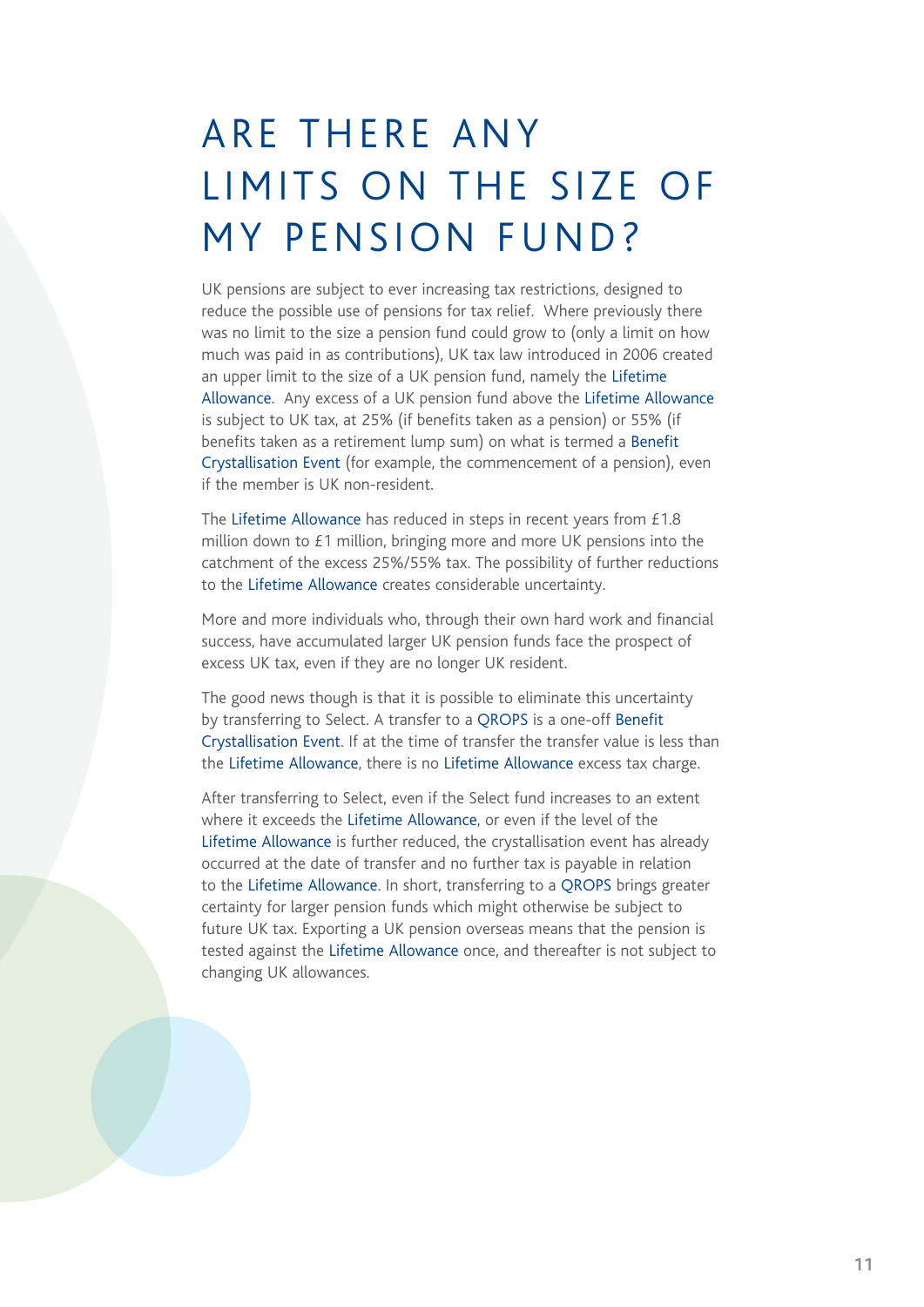# ARE THERE ANY LIMITS ON THE SIZE OF MY PENSION FUND?

UK pensions are subject to ever increasing tax restrictions, designed to reduce the possible use of pensions for tax relief. Where previously there was no limit to the size a pension fund could grow to (only a limit on how much was paid in as contributions), UK tax law introduced in 2006 created an upper limit to the size of a UK pension fund, namely the Lifetime Allowance. Any excess of a UK pension fund above the Lifetime Allowance is subject to UK tax, at 25% (if benefits taken as a pension) or 55% (if benefits taken as a retirement lump sum) on what is termed a Benefit Crystallisation Event (for example, the commencement of a pension), even if the member is UK non-resident.

The Lifetime Allowance has reduced in steps in recent years from £1.8 million down to £1 million, bringing more and more UK pensions into the catchment of the excess 25%/55% tax. The possibility of further reductions to the Lifetime Allowance creates considerable uncertainty.

More and more individuals who, through their own hard work and financial success, have accumulated larger UK pension funds face the prospect of excess UK tax, even if they are no longer UK resident.

The good news though is that it is possible to eliminate this uncertainty by transferring to Select. A transfer to a QROPS is a one-off Benefit Crystallisation Event. If at the time of transfer the transfer value is less than the Lifetime Allowance, there is no Lifetime Allowance excess tax charge.

After transferring to Select, even if the Select fund increases to an extent where it exceeds the Lifetime Allowance, or even if the level of the Lifetime Allowance is further reduced, the crystallisation event has already occurred at the date of transfer and no further tax is payable in relation to the Lifetime Allowance. In short, transferring to a QROPS brings greater certainty for larger pension funds which might otherwise be subject to future UK tax. Exporting a UK pension overseas means that the pension is tested against the Lifetime Allowance once, and thereafter is not subject to changing UK allowances.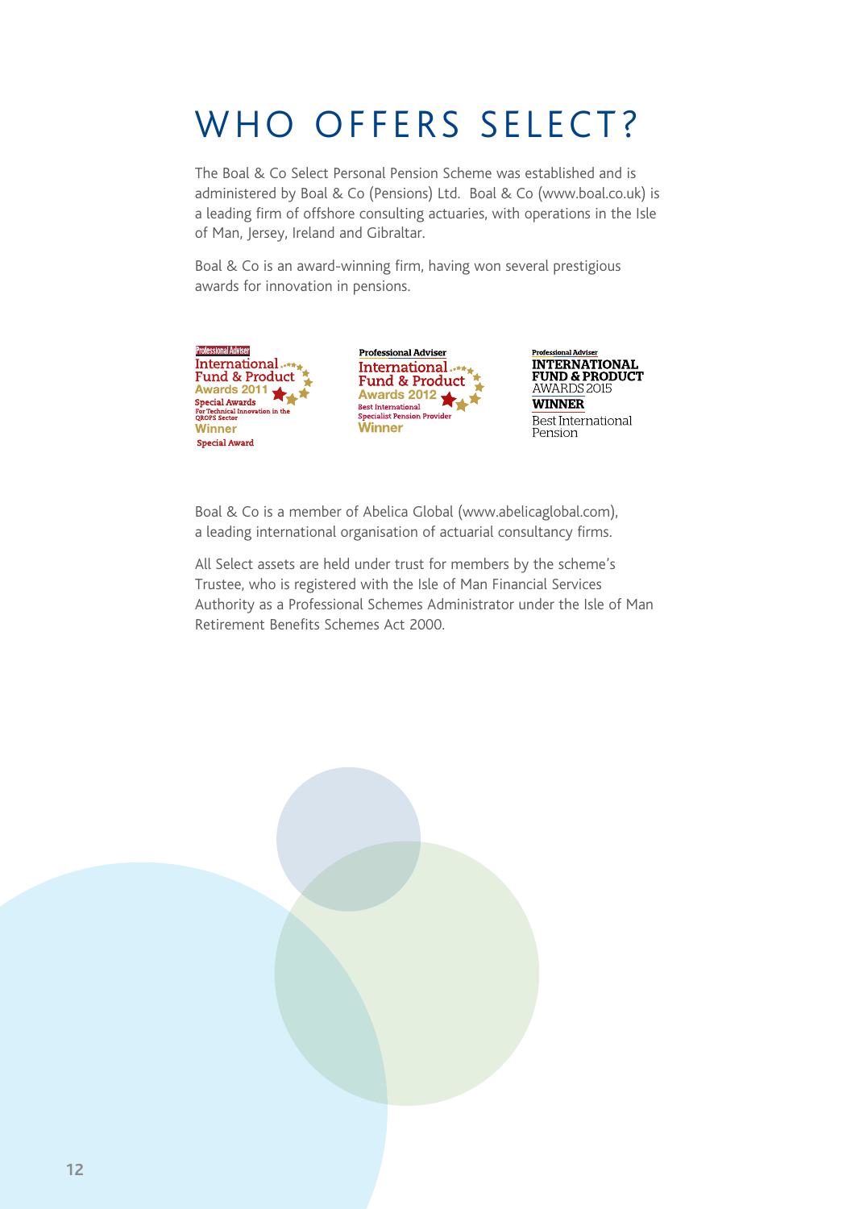# WHO OFFERS SELECT?

The Boal & Co Select Personal Pension Scheme was established and is administered by Boal & Co (Pensions) Ltd. Boal & Co (www.boal.co.uk) is a leading firm of offshore consulting actuaries, with operations in the Isle of Man, Jersey, Ireland and Gibraltar.

Boal & Co is an award-winning firm, having won several prestigious awards for innovation in pensions.

Professional Adviser International Fund & Product Awards 2011 – Special Awards – For Technical Innovation in the QROPS Sector – Winner – Special Award

Professional Adviser International Fund & Product Awards 2012 – Best International Specialist Pension Provider – Winner

Professional Adviser International Fund & Product Awards 2015 – Winner – Best International Pension

Boal & Co is a member of Abelica Global (www.abelicaglobal.com), a leading international organisation of actuarial consultancy firms.

All Select assets are held under trust for members by the scheme's Trustee, who is registered with the Isle of Man Financial Services Authority as a Professional Schemes Administrator under the Isle of Man Retirement Benefits Schemes Act 2000.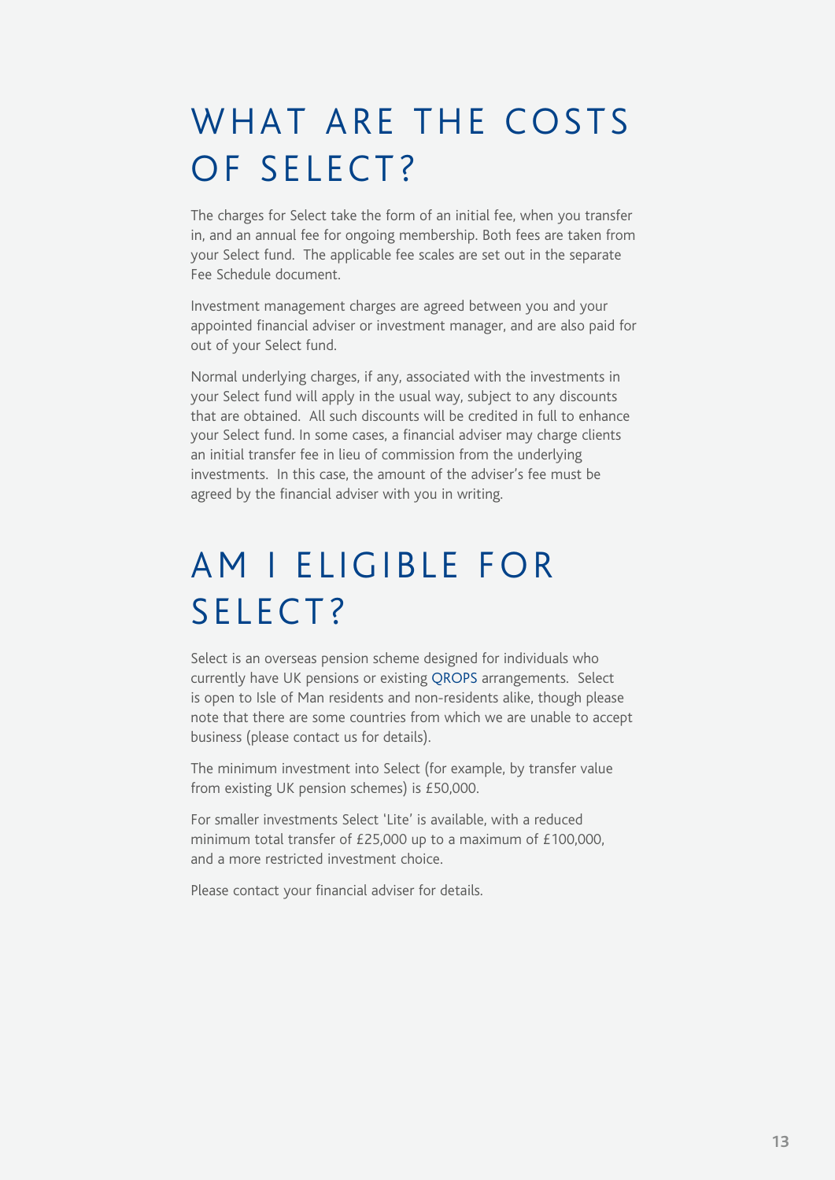# WHAT ARE THE COSTS OF SELECT?

The charges for Select take the form of an initial fee, when you transfer in, and an annual fee for ongoing membership. Both fees are taken from your Select fund. The applicable fee scales are set out in the separate Fee Schedule document.

Investment management charges are agreed between you and your appointed financial adviser or investment manager, and are also paid for out of your Select fund.

Normal underlying charges, if any, associated with the investments in your Select fund will apply in the usual way, subject to any discounts that are obtained. All such discounts will be credited in full to enhance your Select fund. In some cases, a financial adviser may charge clients an initial transfer fee in lieu of commission from the underlying investments. In this case, the amount of the adviser's fee must be agreed by the financial adviser with you in writing.

# AM I ELIGIBLE FOR SELECT?

Select is an overseas pension scheme designed for individuals who currently have UK pensions or existing QROPS arrangements. Select is open to Isle of Man residents and non-residents alike, though please note that there are some countries from which we are unable to accept business (please contact us for details).

The minimum investment into Select (for example, by transfer value from existing UK pension schemes) is £50,000.

For smaller investments Select 'Lite' is available, with a reduced minimum total transfer of £25,000 up to a maximum of £100,000, and a more restricted investment choice.

Please contact your financial adviser for details.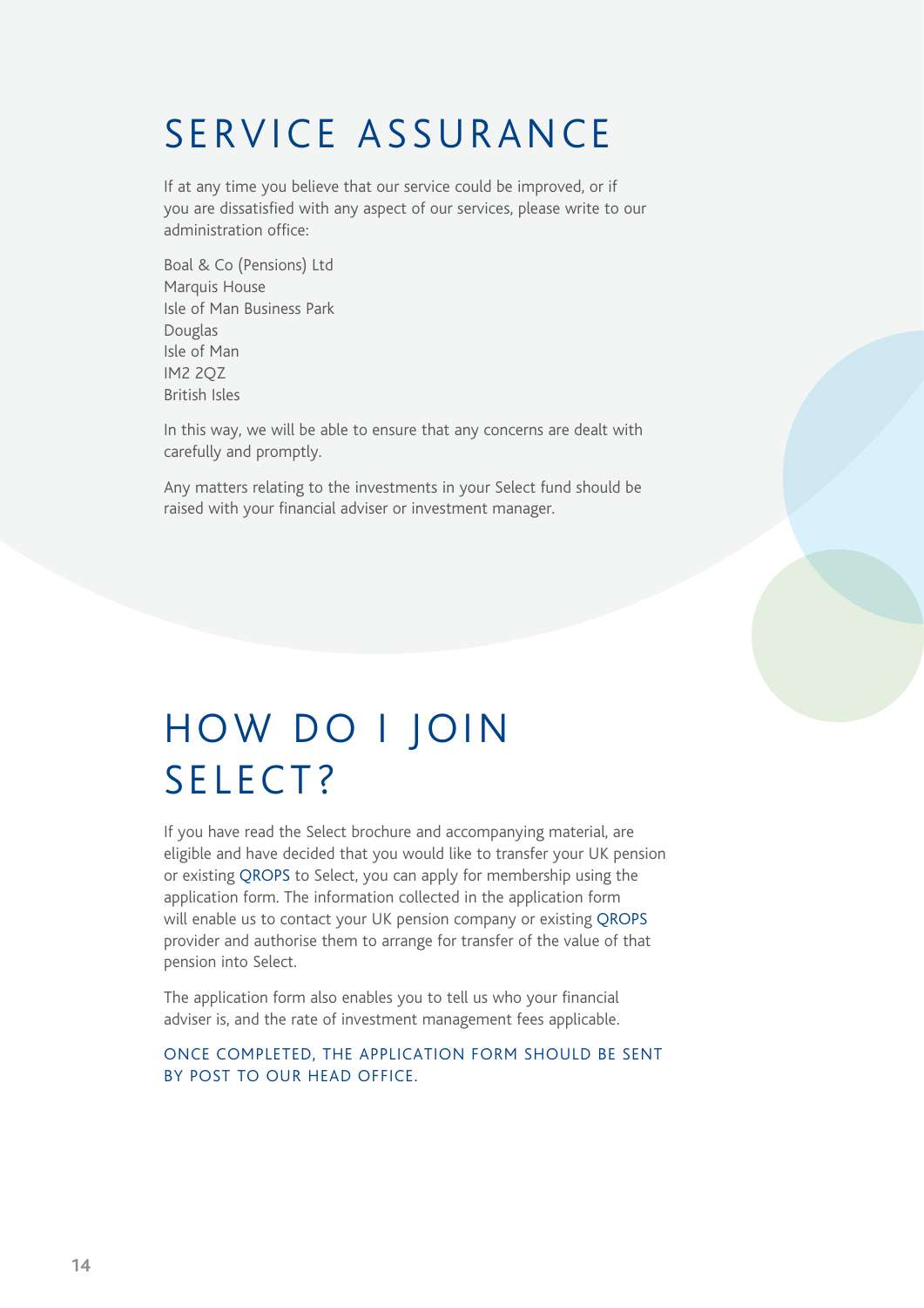# SERVICE ASSURANCE

If at any time you believe that our service could be improved, or if you are dissatisfied with any aspect of our services, please write to our administration office:

Boal & Co (Pensions) Ltd
Marquis House
Isle of Man Business Park
Douglas
Isle of Man
IM2 2QZ
British Isles

In this way, we will be able to ensure that any concerns are dealt with carefully and promptly.

Any matters relating to the investments in your Select fund should be raised with your financial adviser or investment manager.

# HOW DO I JOIN SELECT?

If you have read the Select brochure and accompanying material, are eligible and have decided that you would like to transfer your UK pension or existing QROPS to Select, you can apply for membership using the application form. The information collected in the application form will enable us to contact your UK pension company or existing QROPS provider and authorise them to arrange for transfer of the value of that pension into Select.

The application form also enables you to tell us who your financial adviser is, and the rate of investment management fees applicable.

ONCE COMPLETED, THE APPLICATION FORM SHOULD BE SENT BY POST TO OUR HEAD OFFICE.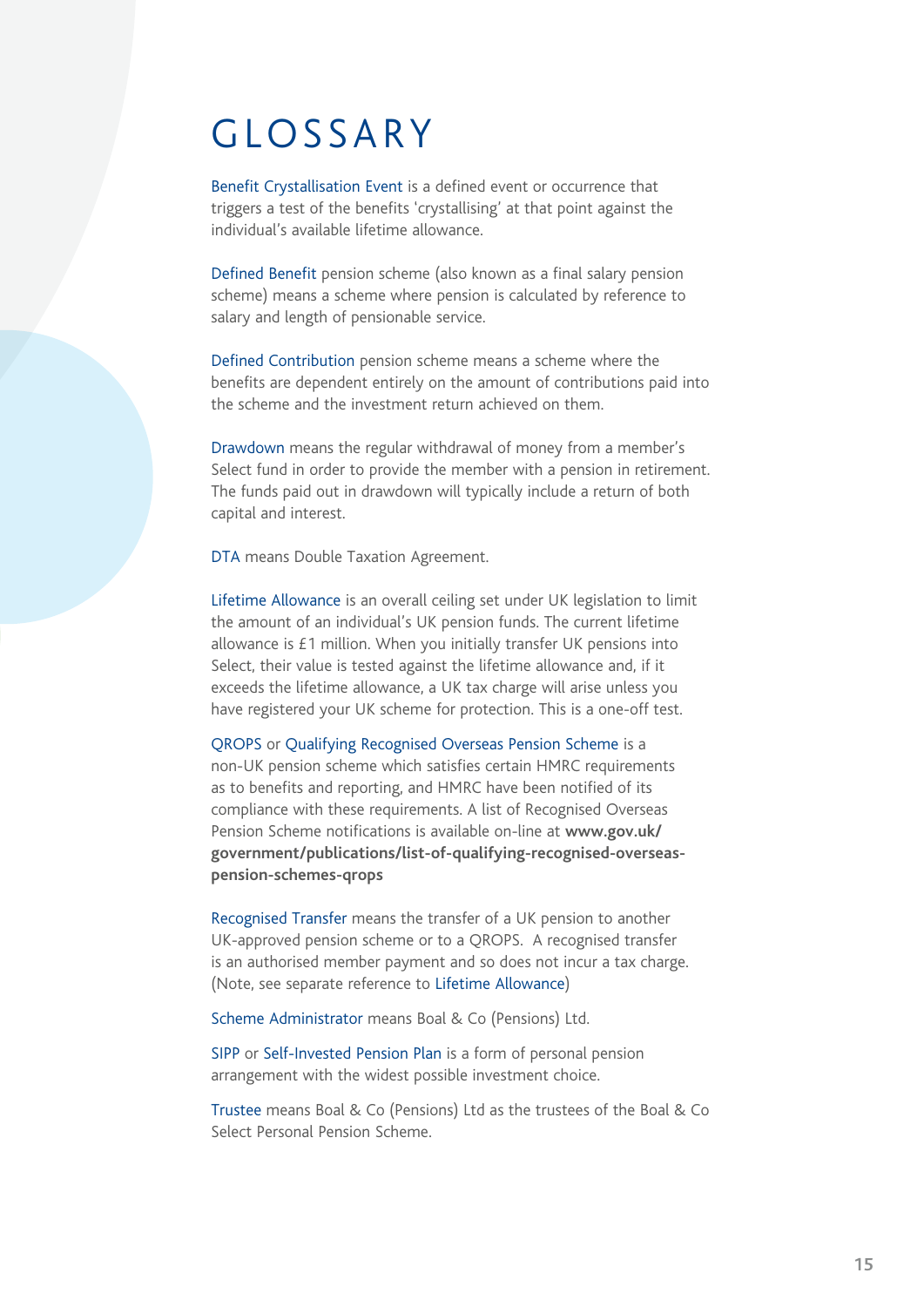# GLOSSARY

Benefit Crystallisation Event is a defined event or occurrence that triggers a test of the benefits 'crystallising' at that point against the individual's available lifetime allowance.

Defined Benefit pension scheme (also known as a final salary pension scheme) means a scheme where pension is calculated by reference to salary and length of pensionable service.

Defined Contribution pension scheme means a scheme where the benefits are dependent entirely on the amount of contributions paid into the scheme and the investment return achieved on them.

Drawdown means the regular withdrawal of money from a member's Select fund in order to provide the member with a pension in retirement. The funds paid out in drawdown will typically include a return of both capital and interest.

DTA means Double Taxation Agreement.

Lifetime Allowance is an overall ceiling set under UK legislation to limit the amount of an individual's UK pension funds. The current lifetime allowance is £1 million. When you initially transfer UK pensions into Select, their value is tested against the lifetime allowance and, if it exceeds the lifetime allowance, a UK tax charge will arise unless you have registered your UK scheme for protection. This is a one-off test.

QROPS or Qualifying Recognised Overseas Pension Scheme is a non-UK pension scheme which satisfies certain HMRC requirements as to benefits and reporting, and HMRC have been notified of its compliance with these requirements. A list of Recognised Overseas Pension Scheme notifications is available on-line at **www.gov.uk/government/publications/list-of-qualifying-recognised-overseas-pension-schemes-qrops**

Recognised Transfer means the transfer of a UK pension to another UK-approved pension scheme or to a QROPS. A recognised transfer is an authorised member payment and so does not incur a tax charge. (Note, see separate reference to Lifetime Allowance)

Scheme Administrator means Boal & Co (Pensions) Ltd.

SIPP or Self-Invested Pension Plan is a form of personal pension arrangement with the widest possible investment choice.

Trustee means Boal & Co (Pensions) Ltd as the trustees of the Boal & Co Select Personal Pension Scheme.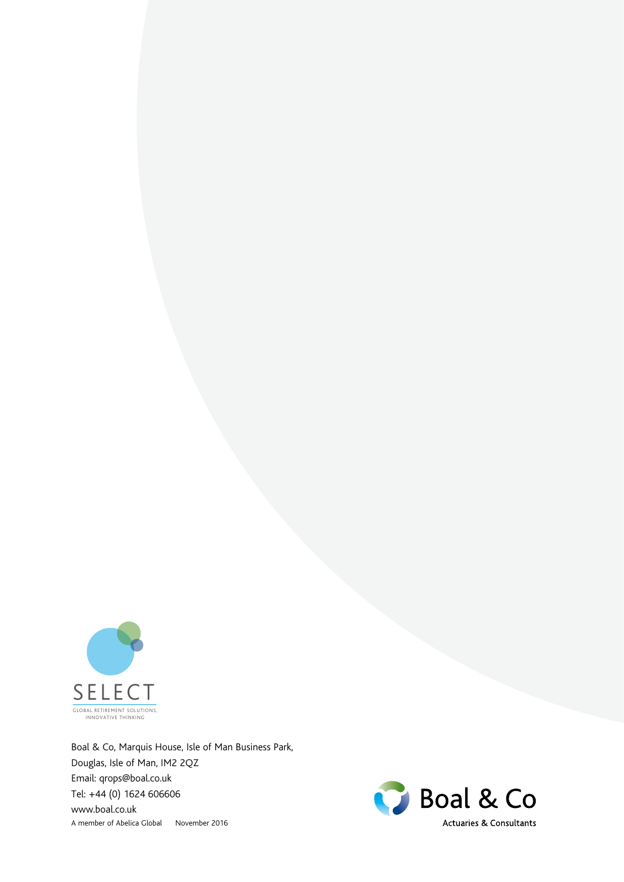SELECT

GLOBAL RETIREMENT SOLUTIONS, INNOVATIVE THINKING

Boal & Co, Marquis House, Isle of Man Business Park,
Douglas, Isle of Man, IM2 2QZ
Email: qrops@boal.co.uk
Tel: +44 (0) 1624 606606
www.boal.co.uk
A member of Abelica Global November 2016

Boal & Co

Actuaries & Consultants